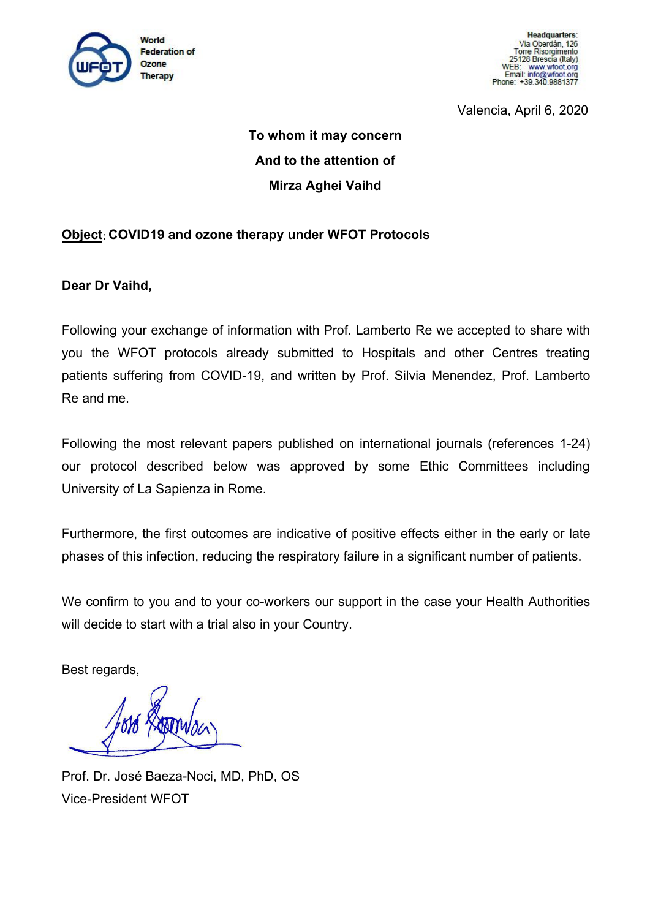World Federation of Ozone Therapy

**Headquarters:**
Via Oberdán, 126
Torre Risorgimento
25128 Brescia (Italy)
WEB: www.wfoot.org
Email: info@wfoot.org
Phone: +39.340.9881377

Valencia, April 6, 2020

**To whom it may concern**

**And to the attention of**

**Mirza Aghei Vaihd**

**Object: COVID19 and ozone therapy under WFOT Protocols**

**Dear Dr Vaihd,**

Following your exchange of information with Prof. Lamberto Re we accepted to share with you the WFOT protocols already submitted to Hospitals and other Centres treating patients suffering from COVID-19, and written by Prof. Silvia Menendez, Prof. Lamberto Re and me.

Following the most relevant papers published on international journals (references 1-24) our protocol described below was approved by some Ethic Committees including University of La Sapienza in Rome.

Furthermore, the first outcomes are indicative of positive effects either in the early or late phases of this infection, reducing the respiratory failure in a significant number of patients.

We confirm to you and to your co-workers our support in the case your Health Authorities will decide to start with a trial also in your Country.

Best regards,

Prof. Dr. José Baeza-Noci, MD, PhD, OS
Vice-President WFOT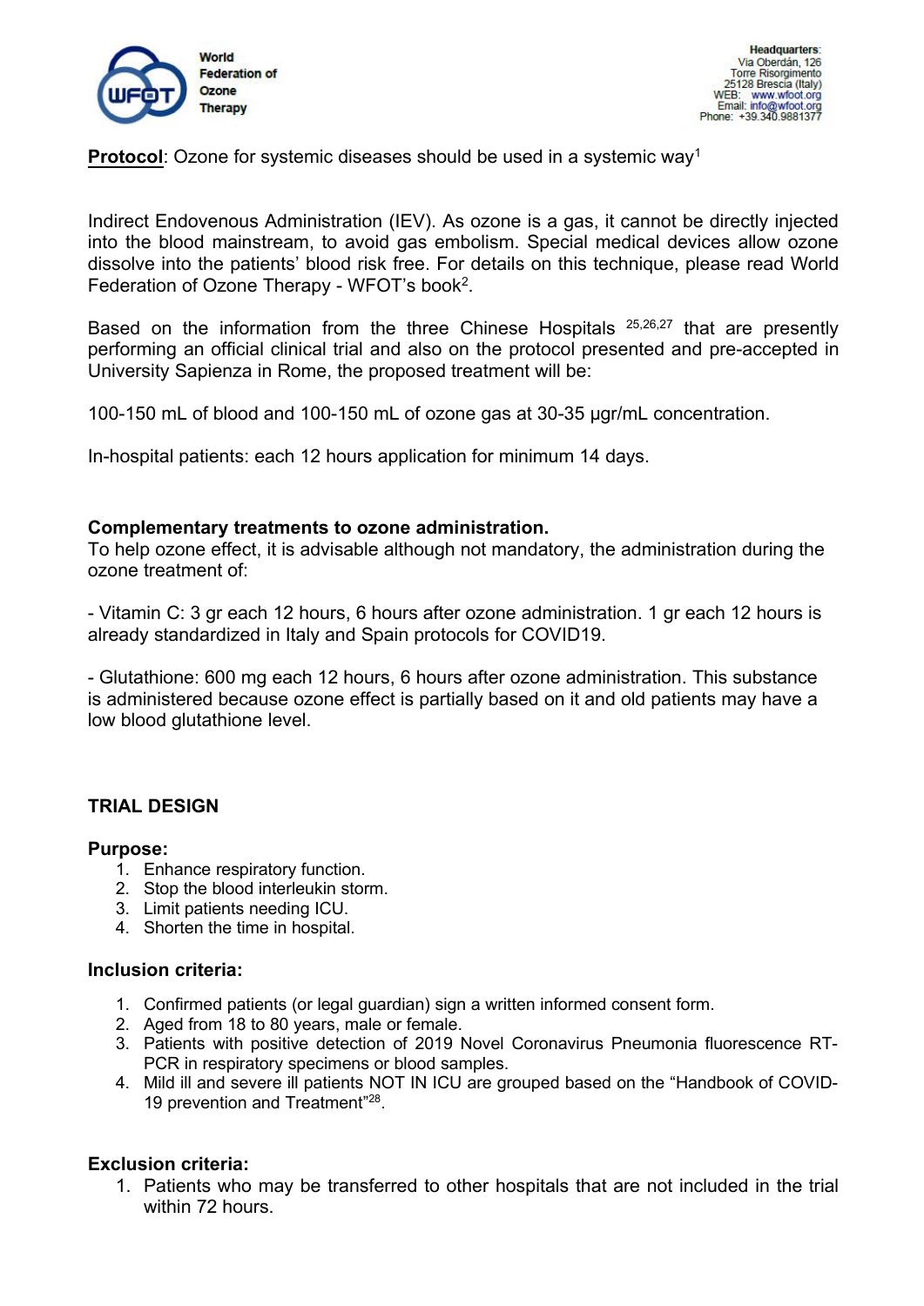**Protocol**: Ozone for systemic diseases should be used in a systemic way[1]

Indirect Endovenous Administration (IEV). As ozone is a gas, it cannot be directly injected into the blood mainstream, to avoid gas embolism. Special medical devices allow ozone dissolve into the patients' blood risk free. For details on this technique, please read World Federation of Ozone Therapy - WFOT's book[2].

Based on the information from the three Chinese Hospitals [25,26,27] that are presently performing an official clinical trial and also on the protocol presented and pre-accepted in University Sapienza in Rome, the proposed treatment will be:

100-150 mL of blood and 100-150 mL of ozone gas at 30-35 μgr/mL concentration.

In-hospital patients: each 12 hours application for minimum 14 days.

**Complementary treatments to ozone administration.**

To help ozone effect, it is advisable although not mandatory, the administration during the ozone treatment of:

- Vitamin C: 3 gr each 12 hours, 6 hours after ozone administration. 1 gr each 12 hours is already standardized in Italy and Spain protocols for COVID19.

- Glutathione: 600 mg each 12 hours, 6 hours after ozone administration. This substance is administered because ozone effect is partially based on it and old patients may have a low blood glutathione level.

## TRIAL DESIGN

**Purpose:**

1. Enhance respiratory function.
2. Stop the blood interleukin storm.
3. Limit patients needing ICU.
4. Shorten the time in hospital.

**Inclusion criteria:**

1. Confirmed patients (or legal guardian) sign a written informed consent form.
2. Aged from 18 to 80 years, male or female.
3. Patients with positive detection of 2019 Novel Coronavirus Pneumonia fluorescence RT-PCR in respiratory specimens or blood samples.
4. Mild ill and severe ill patients NOT IN ICU are grouped based on the "Handbook of COVID-19 prevention and Treatment"[28].

**Exclusion criteria:**

1. Patients who may be transferred to other hospitals that are not included in the trial within 72 hours.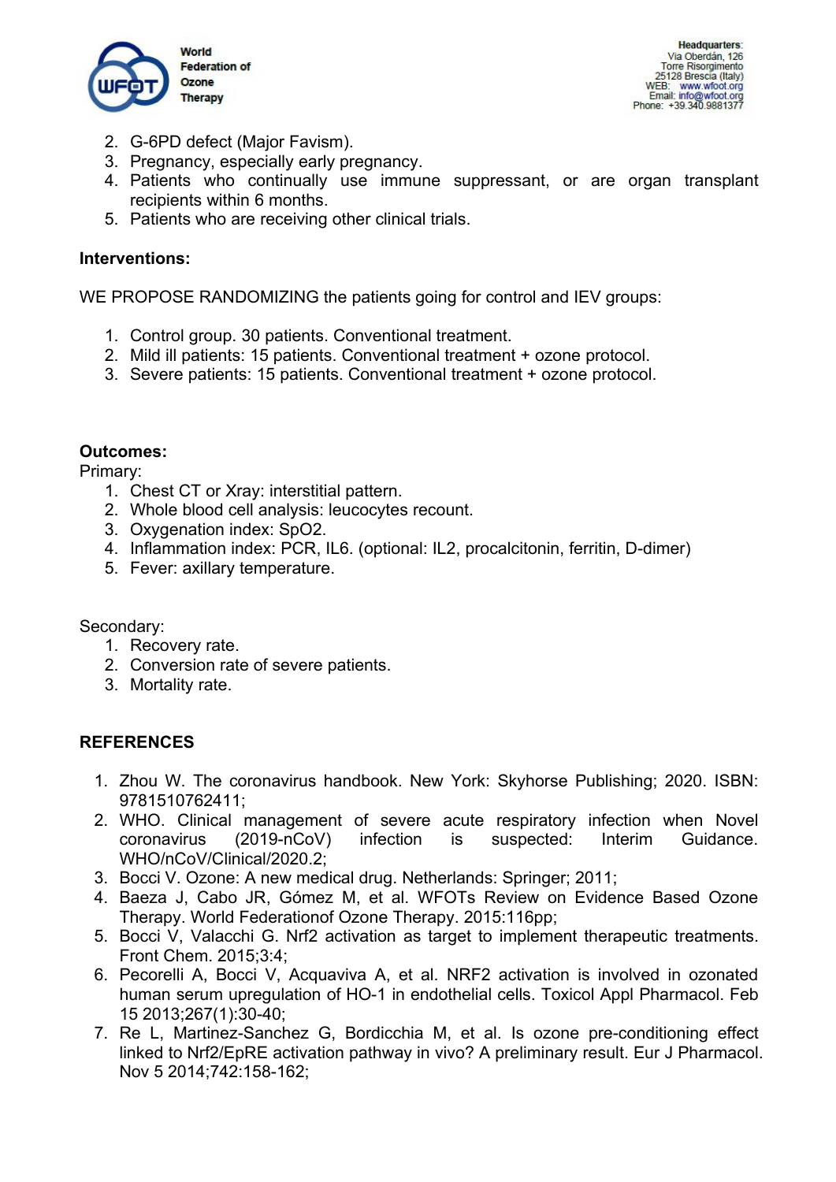2. G-6PD defect (Major Favism).
3. Pregnancy, especially early pregnancy.
4. Patients who continually use immune suppressant, or are organ transplant recipients within 6 months.
5. Patients who are receiving other clinical trials.

**Interventions:**

WE PROPOSE RANDOMIZING the patients going for control and IEV groups:

1. Control group. 30 patients. Conventional treatment.
2. Mild ill patients: 15 patients. Conventional treatment + ozone protocol.
3. Severe patients: 15 patients. Conventional treatment + ozone protocol.

**Outcomes:**

Primary:

1. Chest CT or Xray: interstitial pattern.
2. Whole blood cell analysis: leucocytes recount.
3. Oxygenation index: SpO2.
4. Inflammation index: PCR, IL6. (optional: IL2, procalcitonin, ferritin, D-dimer)
5. Fever: axillary temperature.

Secondary:

1. Recovery rate.
2. Conversion rate of severe patients.
3. Mortality rate.

**REFERENCES**

1. Zhou W. The coronavirus handbook. New York: Skyhorse Publishing; 2020. ISBN: 9781510762411;
2. WHO. Clinical management of severe acute respiratory infection when Novel coronavirus (2019-nCoV) infection is suspected: Interim Guidance. WHO/nCoV/Clinical/2020.2;
3. Bocci V. Ozone: A new medical drug. Netherlands: Springer; 2011;
4. Baeza J, Cabo JR, Gómez M, et al. WFOTs Review on Evidence Based Ozone Therapy. World Federationof Ozone Therapy. 2015:116pp;
5. Bocci V, Valacchi G. Nrf2 activation as target to implement therapeutic treatments. Front Chem. 2015;3:4;
6. Pecorelli A, Bocci V, Acquaviva A, et al. NRF2 activation is involved in ozonated human serum upregulation of HO-1 in endothelial cells. Toxicol Appl Pharmacol. Feb 15 2013;267(1):30-40;
7. Re L, Martinez-Sanchez G, Bordicchia M, et al. Is ozone pre-conditioning effect linked to Nrf2/EpRE activation pathway in vivo? A preliminary result. Eur J Pharmacol. Nov 5 2014;742:158-162;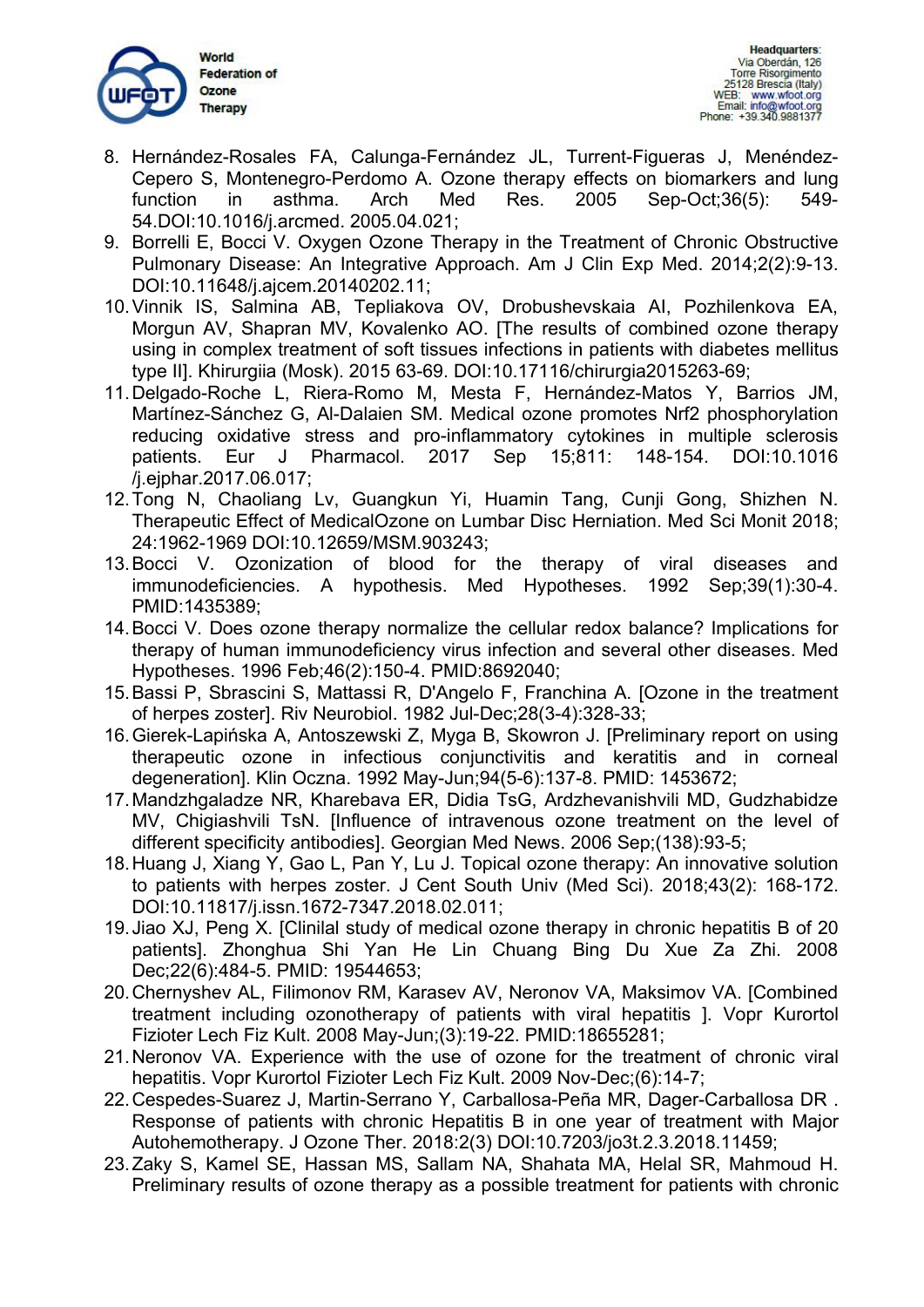8. Hernández-Rosales FA, Calunga-Fernández JL, Turrent-Figueras J, Menéndez-Cepero S, Montenegro-Perdomo A. Ozone therapy effects on biomarkers and lung function in asthma. Arch Med Res. 2005 Sep-Oct;36(5): 549-54.DOI:10.1016/j.arcmed. 2005.04.021;
9. Borrelli E, Bocci V. Oxygen Ozone Therapy in the Treatment of Chronic Obstructive Pulmonary Disease: An Integrative Approach. Am J Clin Exp Med. 2014;2(2):9-13. DOI:10.11648/j.ajcem.20140202.11;
10. Vinnik IS, Salmina AB, Tepliakova OV, Drobushevskaia AI, Pozhilenkova EA, Morgun AV, Shapran MV, Kovalenko AO. [The results of combined ozone therapy using in complex treatment of soft tissues infections in patients with diabetes mellitus type II]. Khirurgiia (Mosk). 2015 63-69. DOI:10.17116/chirurgia2015263-69;
11. Delgado-Roche L, Riera-Romo M, Mesta F, Hernández-Matos Y, Barrios JM, Martínez-Sánchez G, Al-Dalaien SM. Medical ozone promotes Nrf2 phosphorylation reducing oxidative stress and pro-inflammatory cytokines in multiple sclerosis patients. Eur J Pharmacol. 2017 Sep 15;811: 148-154. DOI:10.1016 /j.ejphar.2017.06.017;
12. Tong N, Chaoliang Lv, Guangkun Yi, Huamin Tang, Cunji Gong, Shizhen N. Therapeutic Effect of MedicalOzone on Lumbar Disc Herniation. Med Sci Monit 2018; 24:1962-1969 DOI:10.12659/MSM.903243;
13. Bocci V. Ozonization of blood for the therapy of viral diseases and immunodeficiencies. A hypothesis. Med Hypotheses. 1992 Sep;39(1):30-4. PMID:1435389;
14. Bocci V. Does ozone therapy normalize the cellular redox balance? Implications for therapy of human immunodeficiency virus infection and several other diseases. Med Hypotheses. 1996 Feb;46(2):150-4. PMID:8692040;
15. Bassi P, Sbrascini S, Mattassi R, D'Angelo F, Franchina A. [Ozone in the treatment of herpes zoster]. Riv Neurobiol. 1982 Jul-Dec;28(3-4):328-33;
16. Gierek-Lapińska A, Antoszewski Z, Myga B, Skowron J. [Preliminary report on using therapeutic ozone in infectious conjunctivitis and keratitis and in corneal degeneration]. Klin Oczna. 1992 May-Jun;94(5-6):137-8. PMID: 1453672;
17. Mandzhgaladze NR, Kharebava ER, Didia TsG, Ardzhevanishvili MD, Gudzhabidze MV, Chigiashvili TsN. [Influence of intravenous ozone treatment on the level of different specificity antibodies]. Georgian Med News. 2006 Sep;(138):93-5;
18. Huang J, Xiang Y, Gao L, Pan Y, Lu J. Topical ozone therapy: An innovative solution to patients with herpes zoster. J Cent South Univ (Med Sci). 2018;43(2): 168-172. DOI:10.11817/j.issn.1672-7347.2018.02.011;
19. Jiao XJ, Peng X. [Clinilal study of medical ozone therapy in chronic hepatitis B of 20 patients]. Zhonghua Shi Yan He Lin Chuang Bing Du Xue Za Zhi. 2008 Dec;22(6):484-5. PMID: 19544653;
20. Chernyshev AL, Filimonov RM, Karasev AV, Neronov VA, Maksimov VA. [Combined treatment including ozonotherapy of patients with viral hepatitis ]. Vopr Kurortol Fizioter Lech Fiz Kult. 2008 May-Jun;(3):19-22. PMID:18655281;
21. Neronov VA. Experience with the use of ozone for the treatment of chronic viral hepatitis. Vopr Kurortol Fizioter Lech Fiz Kult. 2009 Nov-Dec;(6):14-7;
22. Cespedes-Suarez J, Martin-Serrano Y, Carballosa-Peña MR, Dager-Carballosa DR . Response of patients with chronic Hepatitis B in one year of treatment with Major Autohemotherapy. J Ozone Ther. 2018:2(3) DOI:10.7203/jo3t.2.3.2018.11459;
23. Zaky S, Kamel SE, Hassan MS, Sallam NA, Shahata MA, Helal SR, Mahmoud H. Preliminary results of ozone therapy as a possible treatment for patients with chronic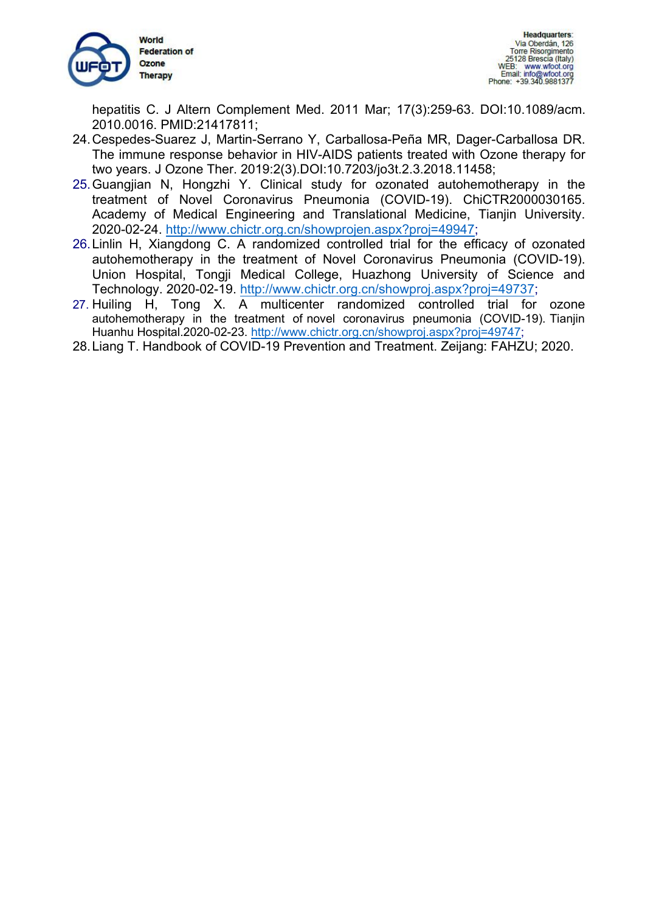hepatitis C. J Altern Complement Med. 2011 Mar; 17(3):259-63. DOI:10.1089/acm.2010.0016. PMID:21417811;

24. Cespedes-Suarez J, Martin-Serrano Y, Carballosa-Peña MR, Dager-Carballosa DR. The immune response behavior in HIV-AIDS patients treated with Ozone therapy for two years. J Ozone Ther. 2019:2(3).DOI:10.7203/jo3t.2.3.2018.11458;
25. Guangjian N, Hongzhi Y. Clinical study for ozonated autohemotherapy in the treatment of Novel Coronavirus Pneumonia (COVID-19). ChiCTR2000030165. Academy of Medical Engineering and Translational Medicine, Tianjin University. 2020-02-24. http://www.chictr.org.cn/showprojen.aspx?proj=49947;
26. Linlin H, Xiangdong C. A randomized controlled trial for the efficacy of ozonated autohemotherapy in the treatment of Novel Coronavirus Pneumonia (COVID-19). Union Hospital, Tongji Medical College, Huazhong University of Science and Technology. 2020-02-19. http://www.chictr.org.cn/showproj.aspx?proj=49737;
27. Huiling H, Tong X. A multicenter randomized controlled trial for ozone autohemotherapy in the treatment of novel coronavirus pneumonia (COVID-19). Tianjin Huanhu Hospital.2020-02-23. http://www.chictr.org.cn/showproj.aspx?proj=49747;
28. Liang T. Handbook of COVID-19 Prevention and Treatment. Zeijang: FAHZU; 2020.